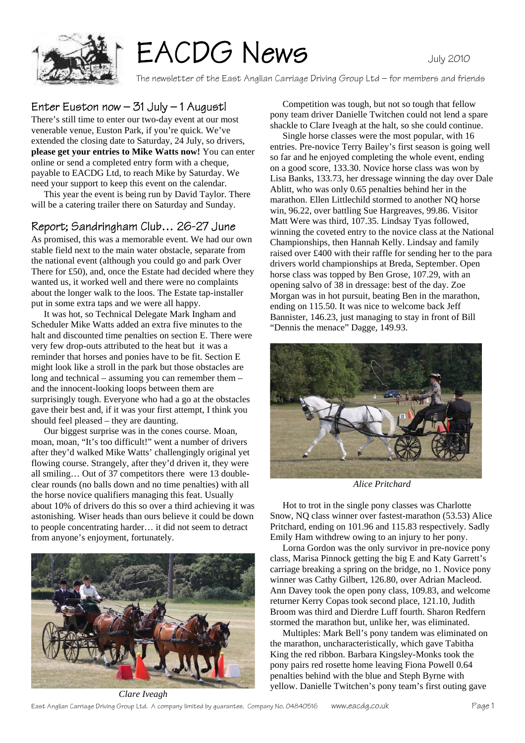# EACDG News

July 2010

The newsletter of the East Anglian Carriage Driving Group Ltd – for members and friends

## Enter Euston now – 31 July – 1 August!

There's still time to enter our two-day event at our most venerable venue, Euston Park, if you're quick. We've extended the closing date to Saturday, 24 July, so drivers, **please get your entries to Mike Watts now!** You can enter online or send a completed entry form with a cheque, payable to EACDG Ltd, to reach Mike by Saturday. We need your support to keep this event on the calendar.

This year the event is being run by David Taylor. There will be a catering trailer there on Saturday and Sunday.

## Report; Sandringham Club… 26-27 June

As promised, this was a memorable event. We had our own stable field next to the main water obstacle, separate from the national event (although you could go and park Over There for £50), and, once the Estate had decided where they wanted us, it worked well and there were no complaints about the longer walk to the loos. The Estate tap-installer put in some extra taps and we were all happy.

It was hot, so Technical Delegate Mark Ingham and Scheduler Mike Watts added an extra five minutes to the halt and discounted time penalties on section E. There were very few drop-outs attributed to the heat but it was a reminder that horses and ponies have to be fit. Section E might look like a stroll in the park but those obstacles are long and technical – assuming you can remember them – and the innocent-looking loops between them are surprisingly tough. Everyone who had a go at the obstacles gave their best and, if it was your first attempt, I think you should feel pleased – they are daunting.

Our biggest surprise was in the cones course. Moan, moan, moan, "It's too difficult!" went a number of drivers after they'd walked Mike Watts' challengingly original yet flowing course. Strangely, after they'd driven it, they were all smiling… Out of 37 competitors there were 13 double-clear rounds (no balls down and no time penalties) with all the horse novice qualifiers managing this feat. Usually about 10% of drivers do this so over a third achieving it was astonishing. Wiser heads than ours believe it could be down to people concentrating harder… it did not seem to detract from anyone's enjoyment, fortunately.

*Clare Iveagh*

Competition was tough, but not so tough that fellow pony team driver Danielle Twitchen could not lend a spare shackle to Clare Iveagh at the halt, so she could continue.

Single horse classes were the most popular, with 16 entries. Pre-novice Terry Bailey's first season is going well so far and he enjoyed completing the whole event, ending on a good score, 133.30. Novice horse class was won by Lisa Banks, 133.73, her dressage winning the day over Dale Ablitt, who was only 0.65 penalties behind her in the marathon. Ellen Littlechild stormed to another NQ horse win, 96.22, over battling Sue Hargreaves, 99.86. Visitor Matt Were was third, 107.35. Lindsay Tyas followed, winning the coveted entry to the novice class at the National Championships, then Hannah Kelly. Lindsay and family raised over £400 with their raffle for sending her to the para drivers world championships at Breda, September. Open horse class was topped by Ben Grose, 107.29, with an opening salvo of 38 in dressage: best of the day. Zoe Morgan was in hot pursuit, beating Ben in the marathon, ending on 115.50. It was nice to welcome back Jeff Bannister, 146.23, just managing to stay in front of Bill "Dennis the menace" Dagge, 149.93.

*Alice Pritchard*

Hot to trot in the single pony classes was Charlotte Snow, NQ class winner over fastest-marathon (53.53) Alice Pritchard, ending on 101.96 and 115.83 respectively. Sadly Emily Ham withdrew owing to an injury to her pony.

Lorna Gordon was the only survivor in pre-novice pony class, Marisa Pinnock getting the big E and Katy Garrett's carriage breaking a spring on the bridge, no 1. Novice pony winner was Cathy Gilbert, 126.80, over Adrian Macleod. Ann Davey took the open pony class, 109.83, and welcome returner Kerry Copas took second place, 121.10, Judith Broom was third and Dierdre Luff fourth. Sharon Redfern stormed the marathon but, unlike her, was eliminated.

Multiples: Mark Bell's pony tandem was eliminated on the marathon, uncharacteristically, which gave Tabitha King the red ribbon. Barbara Kingsley-Monks took the pony pairs red rosette home leaving Fiona Powell 0.64 penalties behind with the blue and Steph Byrne with yellow. Danielle Twitchen's pony team's first outing gave

East Anglian Carriage Driving Group Ltd. A company limited by guarantee. Company No. 04840516 www.eacdg.co.uk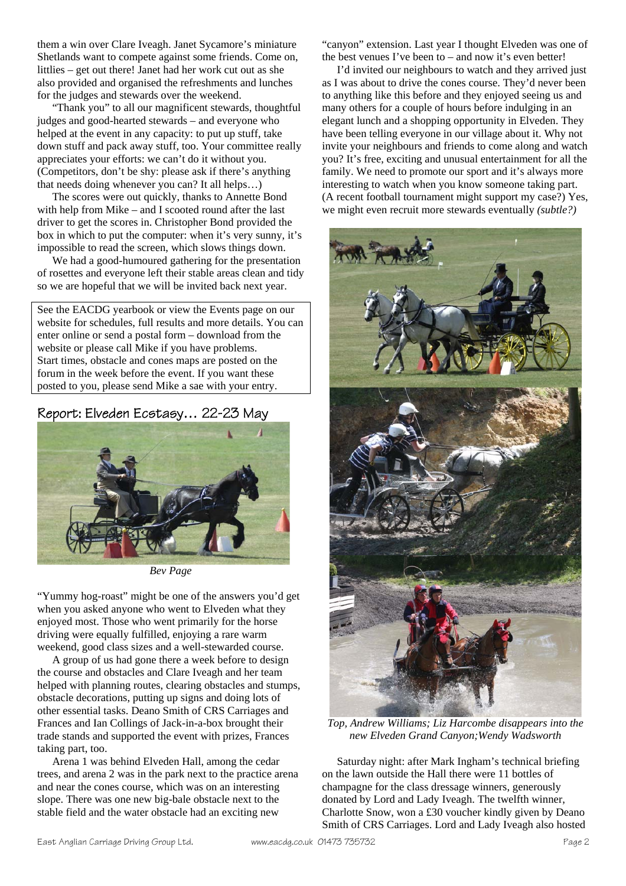them a win over Clare Iveagh. Janet Sycamore's miniature Shetlands want to compete against some friends. Come on, littlies – get out there! Janet had her work cut out as she also provided and organised the refreshments and lunches for the judges and stewards over the weekend.

"Thank you" to all our magnificent stewards, thoughtful judges and good-hearted stewards – and everyone who helped at the event in any capacity: to put up stuff, take down stuff and pack away stuff, too. Your committee really appreciates your efforts: we can't do it without you. (Competitors, don't be shy: please ask if there's anything that needs doing whenever you can? It all helps…)

The scores were out quickly, thanks to Annette Bond with help from Mike – and I scooted round after the last driver to get the scores in. Christopher Bond provided the box in which to put the computer: when it's very sunny, it's impossible to read the screen, which slows things down.

We had a good-humoured gathering for the presentation of rosettes and everyone left their stable areas clean and tidy so we are hopeful that we will be invited back next year.

See the EACDG yearbook or view the Events page on our website for schedules, full results and more details. You can enter online or send a postal form – download from the website or please call Mike if you have problems. Start times, obstacle and cones maps are posted on the forum in the week before the event. If you want these posted to you, please send Mike a sae with your entry.

## Report: Elveden Ecstasy… 22-23 May

*Bev Page*

"Yummy hog-roast" might be one of the answers you'd get when you asked anyone who went to Elveden what they enjoyed most. Those who went primarily for the horse driving were equally fulfilled, enjoying a rare warm weekend, good class sizes and a well-stewarded course.

A group of us had gone there a week before to design the course and obstacles and Clare Iveagh and her team helped with planning routes, clearing obstacles and stumps, obstacle decorations, putting up signs and doing lots of other essential tasks. Deano Smith of CRS Carriages and Frances and Ian Collings of Jack-in-a-box brought their trade stands and supported the event with prizes, Frances taking part, too.

Arena 1 was behind Elveden Hall, among the cedar trees, and arena 2 was in the park next to the practice arena and near the cones course, which was on an interesting slope. There was one new big-bale obstacle next to the stable field and the water obstacle had an exciting new "canyon" extension. Last year I thought Elveden was one of the best venues I've been to – and now it's even better!

I'd invited our neighbours to watch and they arrived just as I was about to drive the cones course. They'd never been to anything like this before and they enjoyed seeing us and many others for a couple of hours before indulging in an elegant lunch and a shopping opportunity in Elveden. They have been telling everyone in our village about it. Why not invite your neighbours and friends to come along and watch you? It's free, exciting and unusual entertainment for all the family. We need to promote our sport and it's always more interesting to watch when you know someone taking part. (A recent football tournament might support my case?) Yes, we might even recruit more stewards eventually *(subtle?)*

*Top, Andrew Williams; Liz Harcombe disappears into the new Elveden Grand Canyon;Wendy Wadsworth*

Saturday night: after Mark Ingham's technical briefing on the lawn outside the Hall there were 11 bottles of champagne for the class dressage winners, generously donated by Lord and Lady Iveagh. The twelfth winner, Charlotte Snow, won a £30 voucher kindly given by Deano Smith of CRS Carriages. Lord and Lady Iveagh also hosted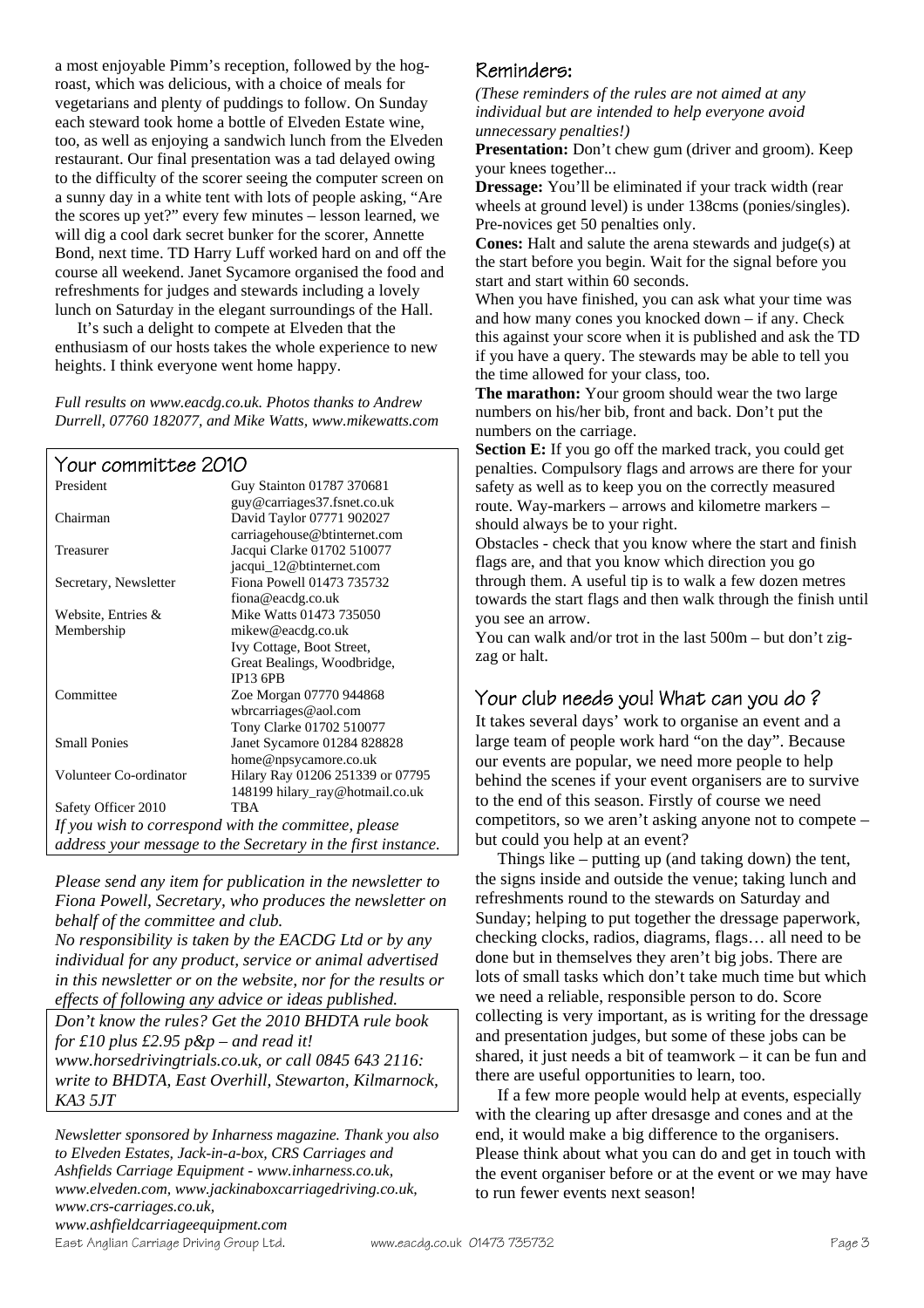a most enjoyable Pimm's reception, followed by the hog-roast, which was delicious, with a choice of meals for vegetarians and plenty of puddings to follow. On Sunday each steward took home a bottle of Elveden Estate wine, too, as well as enjoying a sandwich lunch from the Elveden restaurant. Our final presentation was a tad delayed owing to the difficulty of the scorer seeing the computer screen on a sunny day in a white tent with lots of people asking, "Are the scores up yet?" every few minutes – lesson learned, we will dig a cool dark secret bunker for the scorer, Annette Bond, next time. TD Harry Luff worked hard on and off the course all weekend. Janet Sycamore organised the food and refreshments for judges and stewards including a lovely lunch on Saturday in the elegant surroundings of the Hall.

It's such a delight to compete at Elveden that the enthusiasm of our hosts takes the whole experience to new heights. I think everyone went home happy.

*Full results on www.eacdg.co.uk. Photos thanks to Andrew Durrell, 07760 182077, and Mike Watts, www.mikewatts.com*

## Your committee 2010

| | |
|---|---|
| President | Guy Stainton 01787 370681 guy@carriages37.fsnet.co.uk |
| Chairman | David Taylor 07771 902027 carriagehouse@btinternet.com |
| Treasurer | Jacqui Clarke 01702 510077 jacqui_12@btinternet.com |
| Secretary, Newsletter | Fiona Powell 01473 735732 fiona@eacdg.co.uk |
| Website, Entries & Membership | Mike Watts 01473 735050 mikew@eacdg.co.uk Ivy Cottage, Boot Street, Great Bealings, Woodbridge, IP13 6PB |
| Committee | Zoe Morgan 07770 944868 wbrcarriages@aol.com Tony Clarke 01702 510077 |
| Small Ponies | Janet Sycamore 01284 828828 home@npsycamore.co.uk |
| Volunteer Co-ordinator | Hilary Ray 01206 251339 or 07795 148199 hilary_ray@hotmail.co.uk |
| Safety Officer 2010 | TBA |

*If you wish to correspond with the committee, please address your message to the Secretary in the first instance.*

*Please send any item for publication in the newsletter to Fiona Powell, Secretary, who produces the newsletter on behalf of the committee and club.*

*No responsibility is taken by the EACDG Ltd or by any individual for any product, service or animal advertised in this newsletter or on the website, nor for the results or effects of following any advice or ideas published.*

*Don't know the rules? Get the 2010 BHDTA rule book for £10 plus £2.95 p&p – and read it! www.horsedrivingtrials.co.uk, or call 0845 643 2116: write to BHDTA, East Overhill, Stewarton, Kilmarnock, KA3 5JT*

*Newsletter sponsored by Inharness magazine. Thank you also to Elveden Estates, Jack-in-a-box, CRS Carriages and Ashfields Carriage Equipment - www.inharness.co.uk, www.elveden.com, www.jackinaboxcarriagedriving.co.uk, www.crs-carriages.co.uk, www.ashfieldcarriageequipment.com*

## Reminders:

*(These reminders of the rules are not aimed at any individual but are intended to help everyone avoid unnecessary penalties!)*

**Presentation:** Don't chew gum (driver and groom). Keep your knees together...

**Dressage:** You'll be eliminated if your track width (rear wheels at ground level) is under 138cms (ponies/singles). Pre-novices get 50 penalties only.

**Cones:** Halt and salute the arena stewards and judge(s) at the start before you begin. Wait for the signal before you start and start within 60 seconds.

When you have finished, you can ask what your time was and how many cones you knocked down – if any. Check this against your score when it is published and ask the TD if you have a query. The stewards may be able to tell you the time allowed for your class, too.

**The marathon:** Your groom should wear the two large numbers on his/her bib, front and back. Don't put the numbers on the carriage.

**Section E:** If you go off the marked track, you could get penalties. Compulsory flags and arrows are there for your safety as well as to keep you on the correctly measured route. Way-markers – arrows and kilometre markers – should always be to your right.

Obstacles - check that you know where the start and finish flags are, and that you know which direction you go through them. A useful tip is to walk a few dozen metres towards the start flags and then walk through the finish until you see an arrow.

You can walk and/or trot in the last 500m – but don't zig-zag or halt.

## Your club needs you! What can you do ?

It takes several days' work to organise an event and a large team of people work hard "on the day". Because our events are popular, we need more people to help behind the scenes if your event organisers are to survive to the end of this season. Firstly of course we need competitors, so we aren't asking anyone not to compete – but could you help at an event?

Things like – putting up (and taking down) the tent, the signs inside and outside the venue; taking lunch and refreshments round to the stewards on Saturday and Sunday; helping to put together the dressage paperwork, checking clocks, radios, diagrams, flags… all need to be done but in themselves they aren't big jobs. There are lots of small tasks which don't take much time but which we need a reliable, responsible person to do. Score collecting is very important, as is writing for the dressage and presentation judges, but some of these jobs can be shared, it just needs a bit of teamwork – it can be fun and there are useful opportunities to learn, too.

If a few more people would help at events, especially with the clearing up after dresasge and cones and at the end, it would make a big difference to the organisers. Please think about what you can do and get in touch with the event organiser before or at the event or we may have to run fewer events next season!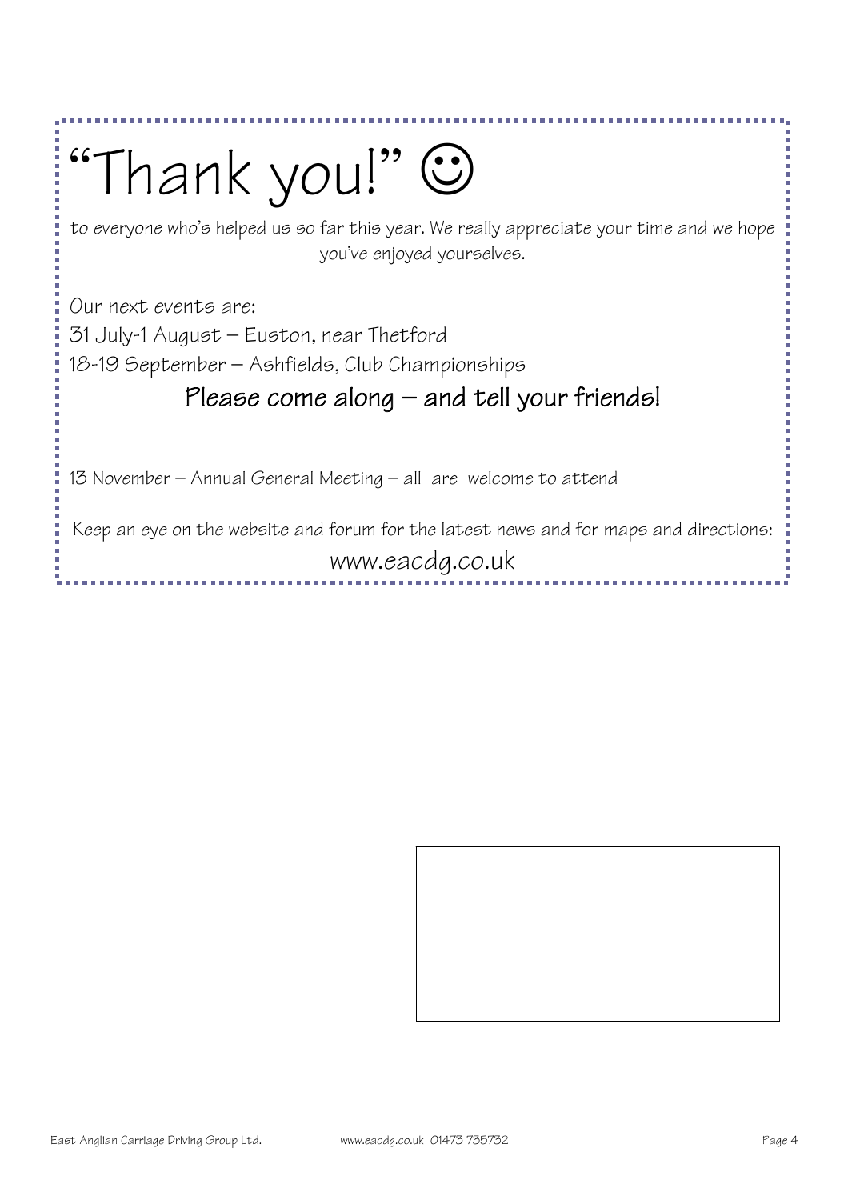# "Thank you!" ☺

to everyone who's helped us so far this year. We really appreciate your time and we hope you've enjoyed yourselves.

Our next events are:

31 July-1 August – Euston, near Thetford

18-19 September – Ashfields, Club Championships

**Please come along – and tell your friends!**

13 November – Annual General Meeting – all are welcome to attend

Keep an eye on the website and forum for the latest news and for maps and directions:

www.eacdg.co.uk